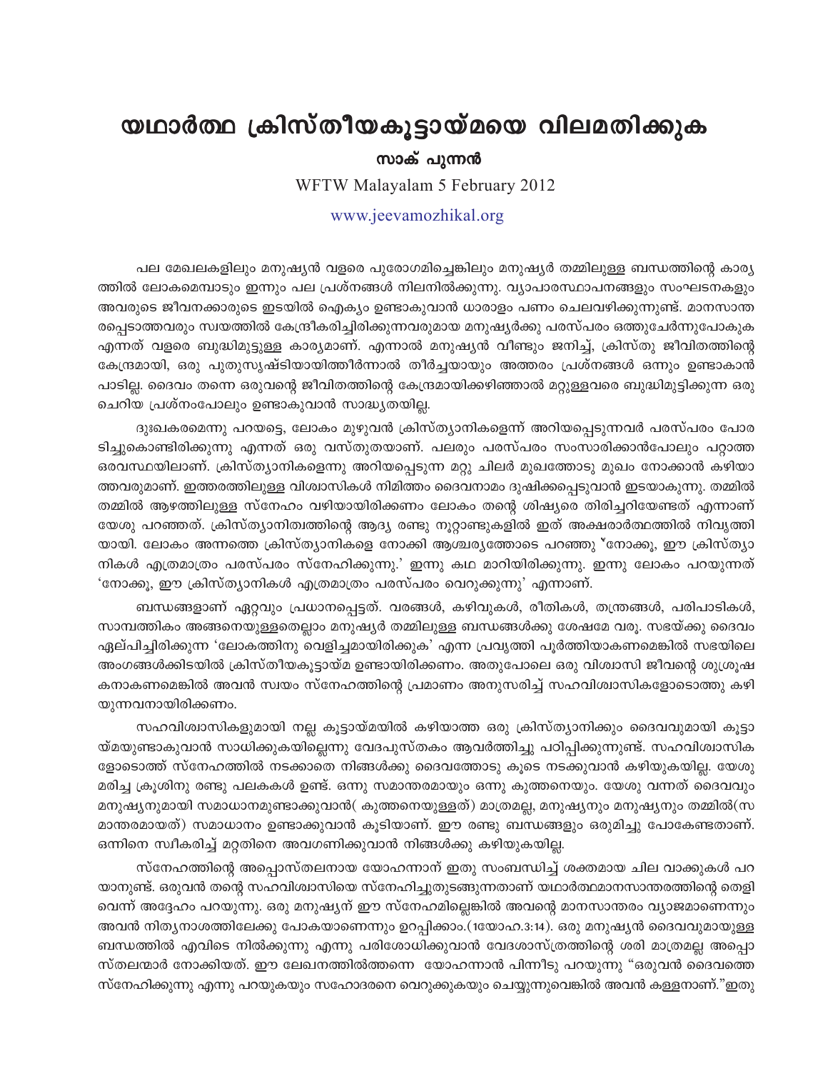# യഥാർത്ഥ ക്രിസ്തീയകൂട്ടായ്മയെ വിലമതിക്കുക

**സാക് പുന്നൻ**

WFTW Malayalam 5 February 2012

www.jeevamozhikal.org

പല മേഖലകളിലും മനുഷ്യൻ വളരെ പുരോഗമിച്ചെങ്കിലും മനുഷ്യർ തമ്മിലുള്ള ബന്ധത്തിന്റെ കാര്യത്തിൽ ലോകമെമ്പാടും ഇന്നും പല പ്രശ്നങ്ങൾ നിലനിൽക്കുന്നു. വ്യാപാരസ്ഥാപനങ്ങളും സംഘടനകളും അവരുടെ ജീവനക്കാരുടെ ഇടയിൽ ഐക്യം ഉണ്ടാകുവാൻ ധാരാളം പണം ചെലവഴിക്കുന്നുണ്ട്. മാനസാന്തരപ്പെടാത്തവരും സ്വയത്തിൽ കേന്ദ്രീകരിച്ചിരിക്കുന്നവരുമായ മനുഷ്യർക്കു പരസ്പരം ഒത്തുചേർന്നുപോകുക എന്നത് വളരെ ബുദ്ധിമുട്ടുള്ള കാര്യമാണ്. എന്നാൽ മനുഷ്യൻ വീണ്ടും ജനിച്ച്, ക്രിസ്തു ജീവിതത്തിന്റെ കേന്ദ്രമായി, ഒരു പുതുസൃഷ്ടിയായിത്തീർന്നാൽ തീർച്ചയായും അത്തരം പ്രശ്നങ്ങൾ ഒന്നും ഉണ്ടാകാൻ പാടില്ല. ദൈവം തന്നെ ഒരുവന്റെ ജീവിതത്തിന്റെ കേന്ദ്രമായിക്കഴിഞ്ഞാൽ മറ്റുള്ളവരെ ബുദ്ധിമുട്ടിക്കുന്ന ഒരു ചെറിയ പ്രശ്നംപോലും ഉണ്ടാകുവാൻ സാദ്ധ്യതയില്ല.

ദുഃഖകരമെന്നു പറയട്ടെ, ലോകം മുഴുവൻ ക്രിസ്ത്യാനികളെന്ന് അറിയപ്പെടുന്നവർ പരസ്പരം പോരടിച്ചുകൊണ്ടിരിക്കുന്നു എന്നത് ഒരു വസ്തുതയാണ്. പലരും പരസ്പരം സംസാരിക്കാൻപോലും പറ്റാത്ത ഒരവസ്ഥയിലാണ്. ക്രിസ്ത്യാനികളെന്നു അറിയപ്പെടുന്ന മറ്റു ചിലർ മുഖത്തോടു മുഖം നോക്കാൻ കഴിയാത്തവരുമാണ്. ഇത്തരത്തിലുള്ള വിശ്വാസികൾ നിമിത്തം ദൈവനാമം ദുഷിക്കപ്പെടുവാൻ ഇടയാകുന്നു. തമ്മിൽ തമ്മിൽ ആഴത്തിലുള്ള സ്നേഹം വഴിയായിരിക്കണം ലോകം തന്റെ ശിഷ്യരെ തിരിച്ചറിയേണ്ടത് എന്നാണ് യേശു പറഞ്ഞത്. ക്രിസ്ത്യാനിത്വത്തിന്റെ ആദ്യ രണ്ടു നൂറ്റാണ്ടുകളിൽ ഇത് അക്ഷരാർത്ഥത്തിൽ നിവൃത്തിയായി. ലോകം അന്നത്തെ ക്രിസ്ത്യാനികളെ നോക്കി ആശ്ചര്യത്തോടെ പറഞ്ഞു 'നോക്കൂ, ഈ ക്രിസ്ത്യാനികൾ എത്രമാത്രം പരസ്പരം സ്നേഹിക്കുന്നു.' ഇന്നു കഥ മാറിയിരിക്കുന്നു. ഇന്നു ലോകം പറയുന്നത് 'നോക്കൂ, ഈ ക്രിസ്ത്യാനികൾ എത്രമാത്രം പരസ്പരം വെറുക്കുന്നു' എന്നാണ്.

ബന്ധങ്ങളാണ് ഏറ്റവും പ്രധാനപ്പെട്ടത്. വരങ്ങൾ, കഴിവുകൾ, രീതികൾ, തന്ത്രങ്ങൾ, പരിപാടികൾ, സാമ്പത്തികം അങ്ങനെയുള്ളതെല്ലാം മനുഷ്യർ തമ്മിലുള്ള ബന്ധങ്ങൾക്കു ശേഷമേ വരൂ. സഭയ്ക്കു ദൈവം ഏല്പിച്ചിരിക്കുന്ന 'ലോകത്തിനു വെളിച്ചമായിരിക്കുക' എന്ന പ്രവൃത്തി പൂർത്തിയാകണമെങ്കിൽ സഭയിലെ അംഗങ്ങൾക്കിടയിൽ ക്രിസ്തീയകൂട്ടായ്മ ഉണ്ടായിരിക്കണം. അതുപോലെ ഒരു വിശ്വാസി ജീവന്റെ ശുശ്രൂഷകനാകണമെങ്കിൽ അവൻ സ്വയം സ്നേഹത്തിന്റെ പ്രമാണം അനുസരിച്ച് സഹവിശ്വാസികളോടൊത്തു കഴിയുന്നവനായിരിക്കണം.

സഹവിശ്വാസികളുമായി നല്ല കൂട്ടായ്മയിൽ കഴിയാത്ത ഒരു ക്രിസ്ത്യാനിക്കും ദൈവവുമായി കൂട്ടായ്മയുണ്ടാകുവാൻ സാധിക്കുകയില്ലെന്നു വേദപുസ്തകം ആവർത്തിച്ചു പഠിപ്പിക്കുന്നുണ്ട്. സഹവിശ്വാസികളോടൊത്ത് സ്നേഹത്തിൽ നടക്കാതെ നിങ്ങൾക്കു ദൈവത്തോടു കൂടെ നടക്കുവാൻ കഴിയുകയില്ല. യേശു മരിച്ച ക്രൂശിനു രണ്ടു പലകകൾ ഉണ്ട്. ഒന്നു സമാന്തരമായും ഒന്നു കുത്തനെയും. യേശു വന്നത് ദൈവവും മനുഷ്യനുമായി സമാധാനമുണ്ടാക്കുവാൻ( കുത്തനെയുള്ളത്) മാത്രമല്ല, മനുഷ്യനും മനുഷ്യനും തമ്മിൽ(സമാന്തരമായത്) സമാധാനം ഉണ്ടാക്കുവാൻ കൂടിയാണ്. ഈ രണ്ടു ബന്ധങ്ങളും ഒരുമിച്ചു പോകേണ്ടതാണ്. ഒന്നിനെ സ്വീകരിച്ച് മറ്റതിനെ അവഗണിക്കുവാൻ നിങ്ങൾക്കു കഴിയുകയില്ല.

സ്നേഹത്തിന്റെ അപ്പൊസ്തലനായ യോഹന്നാന് ഇതു സംബന്ധിച്ച് ശക്തമായ ചില വാക്കുകൾ പറയാനുണ്ട്. ഒരുവൻ തന്റെ സഹവിശ്വാസിയെ സ്നേഹിച്ചുതുടങ്ങുന്നതാണ് യഥാർത്ഥമാനസാന്തരത്തിന്റെ തെളിവെന്ന് അദ്ദേഹം പറയുന്നു. ഒരു മനുഷ്യന് ഈ സ്നേഹമില്ലെങ്കിൽ അവന്റെ മാനസാന്തരം വ്യാജമാണെന്നും അവൻ നിത്യനാശത്തിലേക്കു പോകയാണെന്നും ഉറപ്പിക്കാം.(1യോഹ.3:14). ഒരു മനുഷ്യൻ ദൈവവുമായുള്ള ബന്ധത്തിൽ എവിടെ നിൽക്കുന്നു എന്നു പരിശോധിക്കുവാൻ വേദശാസ്ത്രത്തിന്റെ ശരി മാത്രമല്ല അപ്പൊസ്തലന്മാർ നോക്കിയത്. ഈ ലേഖനത്തിൽത്തന്നെ യോഹന്നാൻ പിന്നീടു പറയുന്നു "ഒരുവൻ ദൈവത്തെ സ്നേഹിക്കുന്നു എന്നു പറയുകയും സഹോദരനെ വെറുക്കുകയും ചെയ്യുന്നുവെങ്കിൽ അവൻ കള്ളനാണ്."ഇതു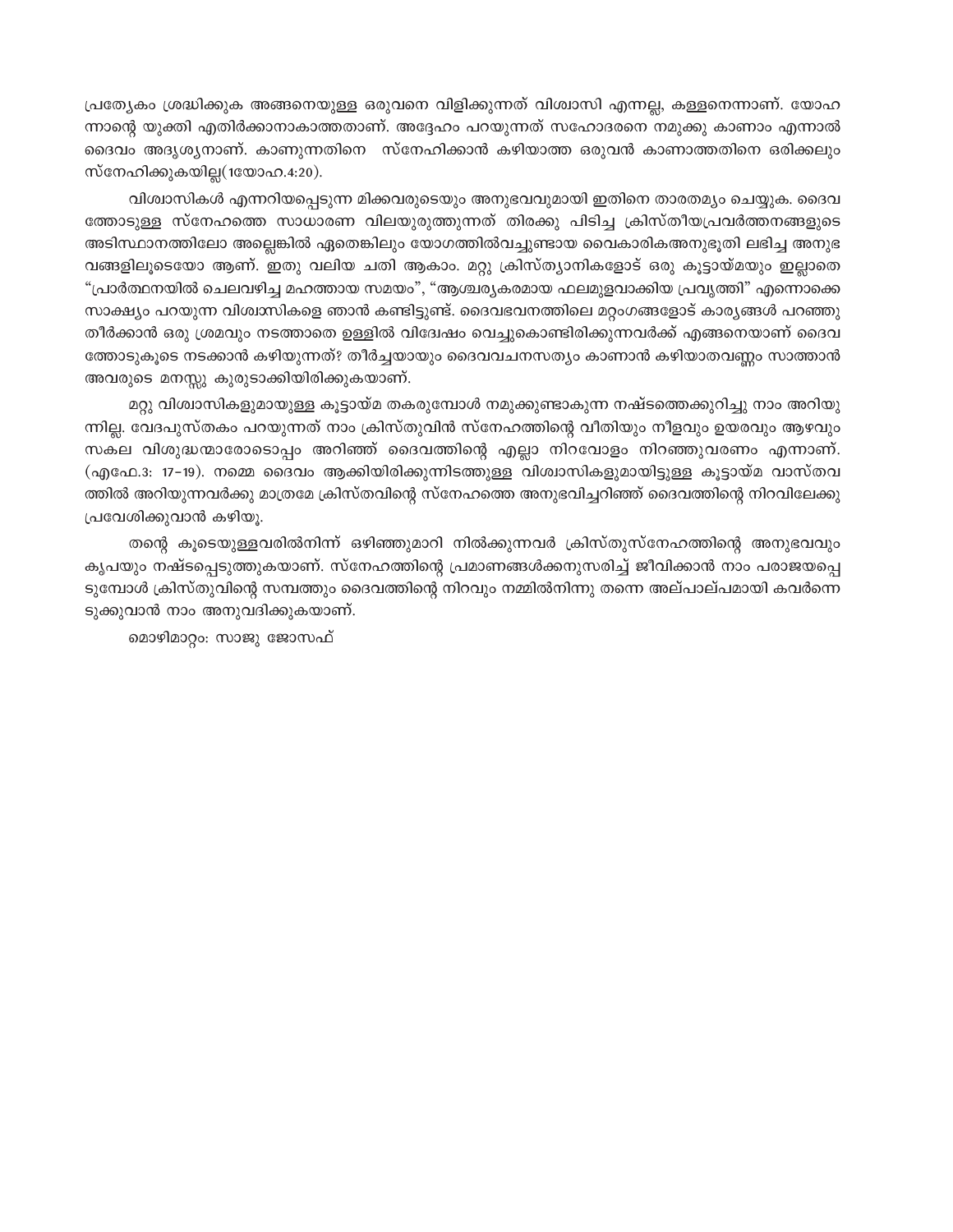പ്രത്യേകം ശ്രദ്ധിക്കുക അങ്ങനെയുള്ള ഒരുവനെ വിളിക്കുന്നത് വിശ്വാസി എന്നല്ല, കള്ളനെന്നാണ്. യോഹന്നാന്റെ യുക്തി എതിർക്കാനാകാത്തതാണ്. അദ്ദേഹം പറയുന്നത് സഹോദരനെ നമുക്കു കാണാം എന്നാൽ ദൈവം അദൃശ്യനാണ്. കാണുന്നതിനെ സ്നേഹിക്കാൻ കഴിയാത്ത ഒരുവൻ കാണാത്തതിനെ ഒരിക്കലും സ്നേഹിക്കുകയില്ല(1യോഹ.4:20).

വിശ്വാസികൾ എന്നറിയപ്പെടുന്ന മിക്കവരുടെയും അനുഭവവുമായി ഇതിനെ താരതമ്യം ചെയ്യുക. ദൈവത്തോടുള്ള സ്നേഹത്തെ സാധാരണ വിലയുരുത്തുന്നത് തിരക്കു പിടിച്ച ക്രിസ്തീയപ്രവർത്തനങ്ങളുടെ അടിസ്ഥാനത്തിലോ അല്ലെങ്കിൽ ഏതെങ്കിലും യോഗത്തിൽവച്ചുണ്ടായ വൈകാരികഅനുഭൂതി ലഭിച്ച അനുഭവങ്ങളിലൂടെയോ ആണ്. ഇതു വലിയ ചതി ആകാം. മറ്റു ക്രിസ്ത്യാനികളോട് ഒരു കൂട്ടായ്മയും ഇല്ലാതെ "പ്രാർത്ഥനയിൽ ചെലവഴിച്ച മഹത്തായ സമയം", "ആശ്ചര്യകരമായ ഫലമുളവാക്കിയ പ്രവൃത്തി" എന്നൊക്കെ സാക്ഷ്യം പറയുന്ന വിശ്വാസികളെ ഞാൻ കണ്ടിട്ടുണ്ട്. ദൈവഭവനത്തിലെ മറ്റംഗങ്ങളോട് കാര്യങ്ങൾ പറഞ്ഞു തീർക്കാൻ ഒരു ശ്രമവും നടത്താതെ ഉള്ളിൽ വിദ്വേഷം വെച്ചുകൊണ്ടിരിക്കുന്നവർക്ക് എങ്ങനെയാണ് ദൈവത്തോടുകൂടെ നടക്കാൻ കഴിയുന്നത്? തീർച്ചയായും ദൈവവചനസത്യം കാണാൻ കഴിയാതവണ്ണം സാത്താൻ അവരുടെ മനസ്സു കുരുടാക്കിയിരിക്കുകയാണ്.

മറ്റു വിശ്വാസികളുമായുള്ള കൂട്ടായ്മ തകരുമ്പോൾ നമുക്കുണ്ടാകുന്ന നഷ്ടത്തെക്കുറിച്ചു നാം അറിയുന്നില്ല. വേദപുസ്തകം പറയുന്നത് നാം ക്രിസ്തുവിൻ സ്നേഹത്തിന്റെ വീതിയും നീളവും ഉയരവും ആഴവും സകല വിശുദ്ധന്മാരോടൊപ്പം അറിഞ്ഞ് ദൈവത്തിന്റെ എല്ലാ നിറവോളം നിറഞ്ഞുവരണം എന്നാണ്. (എഫേ.3: 17-19). നമ്മെ ദൈവം ആക്കിയിരിക്കുന്നിടത്തുള്ള വിശ്വാസികളുമായിട്ടുള്ള കൂട്ടായ്മ വാസ്തവത്തിൽ അറിയുന്നവർക്കു മാത്രമേ ക്രിസ്തവിന്റെ സ്നേഹത്തെ അനുഭവിച്ചറിഞ്ഞ് ദൈവത്തിന്റെ നിറവിലേക്കു പ്രവേശിക്കുവാൻ കഴിയൂ.

തന്റെ കൂടെയുള്ളവരിൽനിന്ന് ഒഴിഞ്ഞുമാറി നിൽക്കുന്നവർ ക്രിസ്തുസ്നേഹത്തിന്റെ അനുഭവവും കൃപയും നഷ്ടപ്പെടുത്തുകയാണ്. സ്നേഹത്തിന്റെ പ്രമാണങ്ങൾക്കനുസരിച്ച് ജീവിക്കാൻ നാം പരാജയപ്പെടുമ്പോൾ ക്രിസ്തുവിന്റെ സമ്പത്തും ദൈവത്തിന്റെ നിറവും നമ്മിൽനിന്നു തന്നെ അല്പാല്പമായി കവർന്നെടുക്കുവാൻ നാം അനുവദിക്കുകയാണ്.

മൊഴിമാറ്റം: സാജു ജോസഫ്